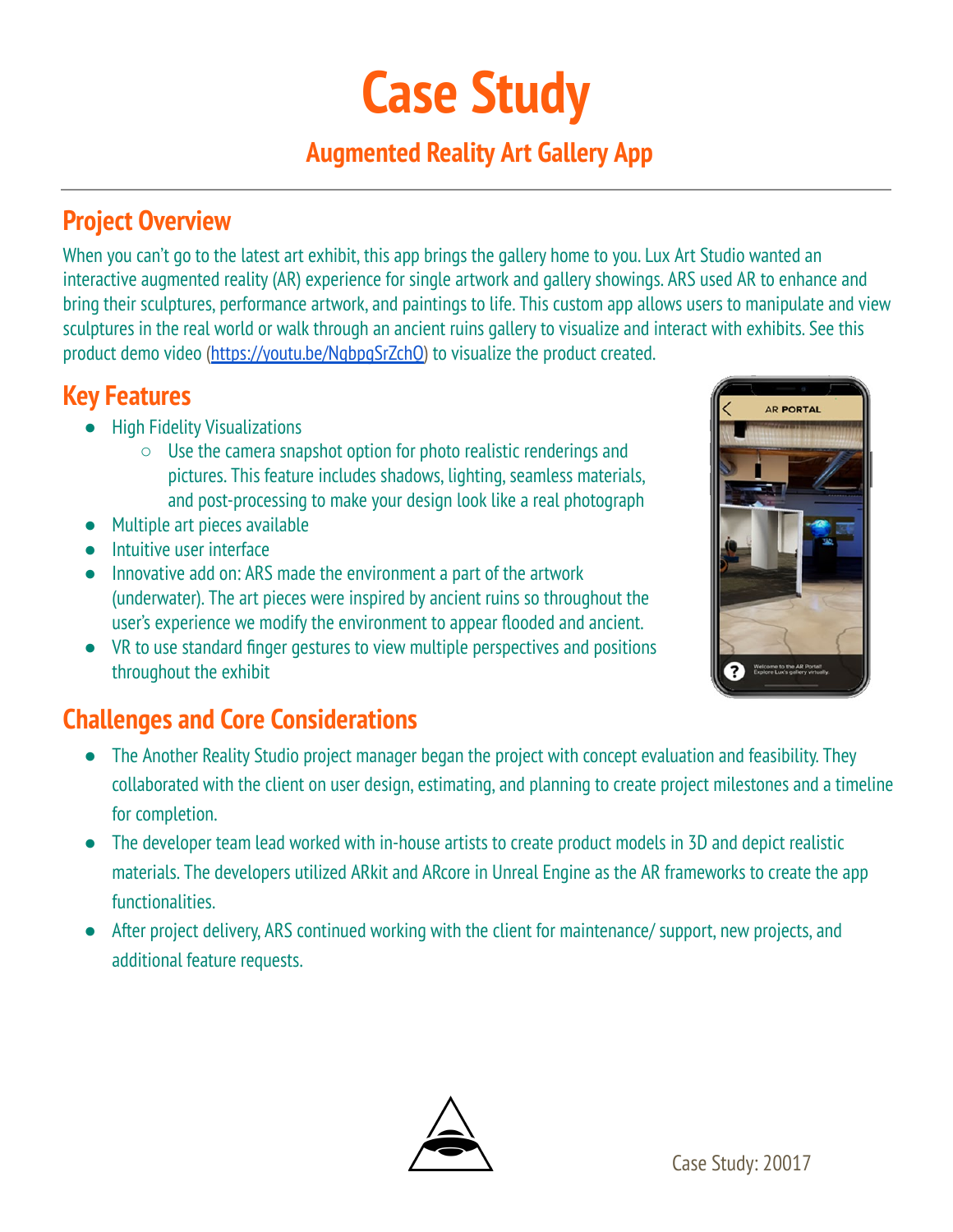# Case Study

## Augmented Reality Art Gallery App

## Project Overview

When you can't go to the latest art exhibit, this app brings the gallery home to you. Lux Art Studio wanted an interactive augmented reality (AR) experience for single artwork and gallery showings. ARS used AR to enhance and bring their sculptures, performance artwork, and paintings to life. This custom app allows users to manipulate and view sculptures in the real world or walk through an ancient ruins gallery to visualize and interact with exhibits. See this product demo video (https://youtu.be/NqbpqSrZchQ) to visualize the product created.

## Key Features

- High Fidelity Visualizations
  - Use the camera snapshot option for photo realistic renderings and pictures. This feature includes shadows, lighting, seamless materials, and post-processing to make your design look like a real photograph
- Multiple art pieces available
- Intuitive user interface
- Innovative add on: ARS made the environment a part of the artwork (underwater). The art pieces were inspired by ancient ruins so throughout the user's experience we modify the environment to appear flooded and ancient.
- VR to use standard finger gestures to view multiple perspectives and positions throughout the exhibit

## Challenges and Core Considerations

- The Another Reality Studio project manager began the project with concept evaluation and feasibility. They collaborated with the client on user design, estimating, and planning to create project milestones and a timeline for completion.
- The developer team lead worked with in-house artists to create product models in 3D and depict realistic materials. The developers utilized ARkit and ARcore in Unreal Engine as the AR frameworks to create the app functionalities.
- After project delivery, ARS continued working with the client for maintenance/ support, new projects, and additional feature requests.

Case Study: 20017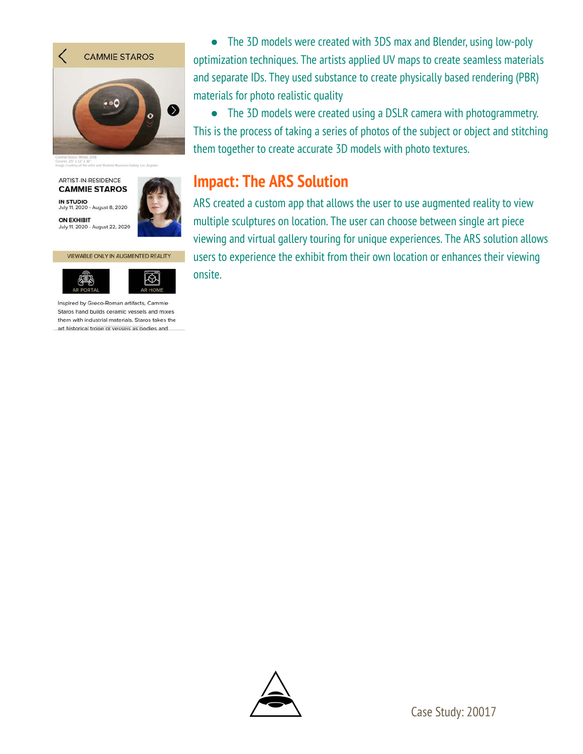- The 3D models were created with 3DS max and Blender, using low-poly optimization techniques. The artists applied UV maps to create seamless materials and separate IDs. They used substance to create physically based rendering (PBR) materials for photo realistic quality
- The 3D models were created using a DSLR camera with photogrammetry. This is the process of taking a series of photos of the subject or object and stitching them together to create accurate 3D models with photo textures.

## Impact: The ARS Solution

ARS created a custom app that allows the user to use augmented reality to view multiple sculptures on location. The user can choose between single art piece viewing and virtual gallery touring for unique experiences. The ARS solution allows users to experience the exhibit from their own location or enhances their viewing onsite.

Case Study: 20017